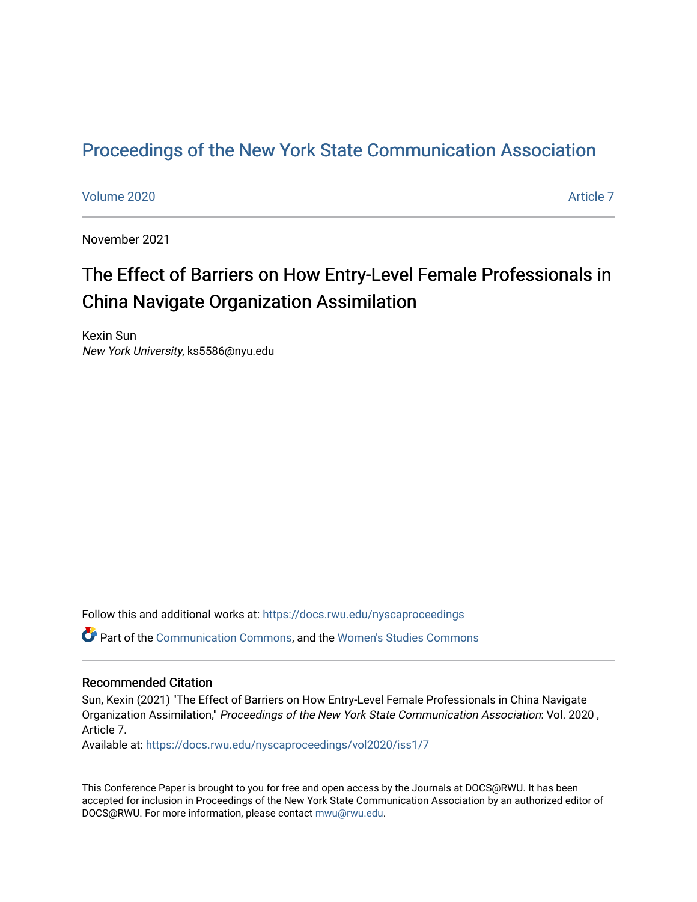# Proceedings of the New York State Communication Association

Volume 2020 | Article 7

November 2021

## The Effect of Barriers on How Entry-Level Female Professionals in China Navigate Organization Assimilation

Kexin Sun
*New York University*, ks5586@nyu.edu

Follow this and additional works at: https://docs.rwu.edu/nyscaproceedings

Part of the Communication Commons, and the Women's Studies Commons

### Recommended Citation

Sun, Kexin (2021) "The Effect of Barriers on How Entry-Level Female Professionals in China Navigate Organization Assimilation," *Proceedings of the New York State Communication Association*: Vol. 2020 , Article 7.
Available at: https://docs.rwu.edu/nyscaproceedings/vol2020/iss1/7

This Conference Paper is brought to you for free and open access by the Journals at DOCS@RWU. It has been accepted for inclusion in Proceedings of the New York State Communication Association by an authorized editor of DOCS@RWU. For more information, please contact mwu@rwu.edu.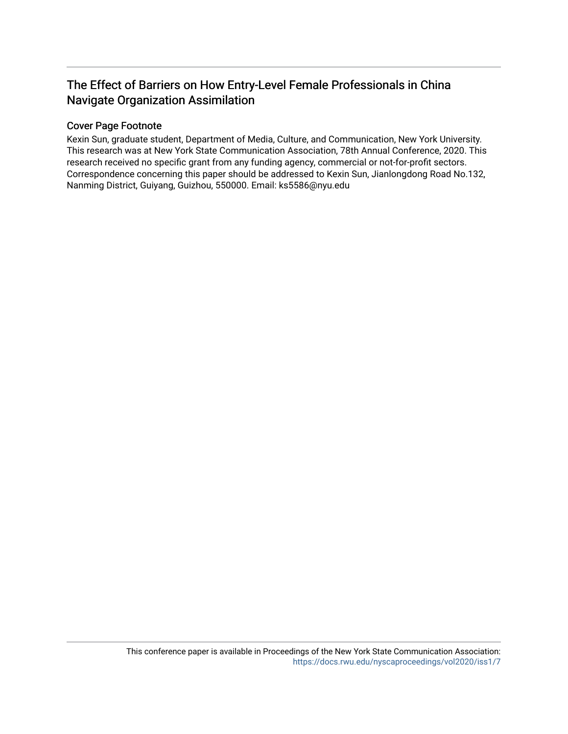# The Effect of Barriers on How Entry-Level Female Professionals in China Navigate Organization Assimilation

## Cover Page Footnote

Kexin Sun, graduate student, Department of Media, Culture, and Communication, New York University. This research was at New York State Communication Association, 78th Annual Conference, 2020. This research received no specific grant from any funding agency, commercial or not-for-profit sectors. Correspondence concerning this paper should be addressed to Kexin Sun, Jianlongdong Road No.132, Nanming District, Guiyang, Guizhou, 550000. Email: ks5586@nyu.edu

This conference paper is available in Proceedings of the New York State Communication Association: https://docs.rwu.edu/nyscaproceedings/vol2020/iss1/7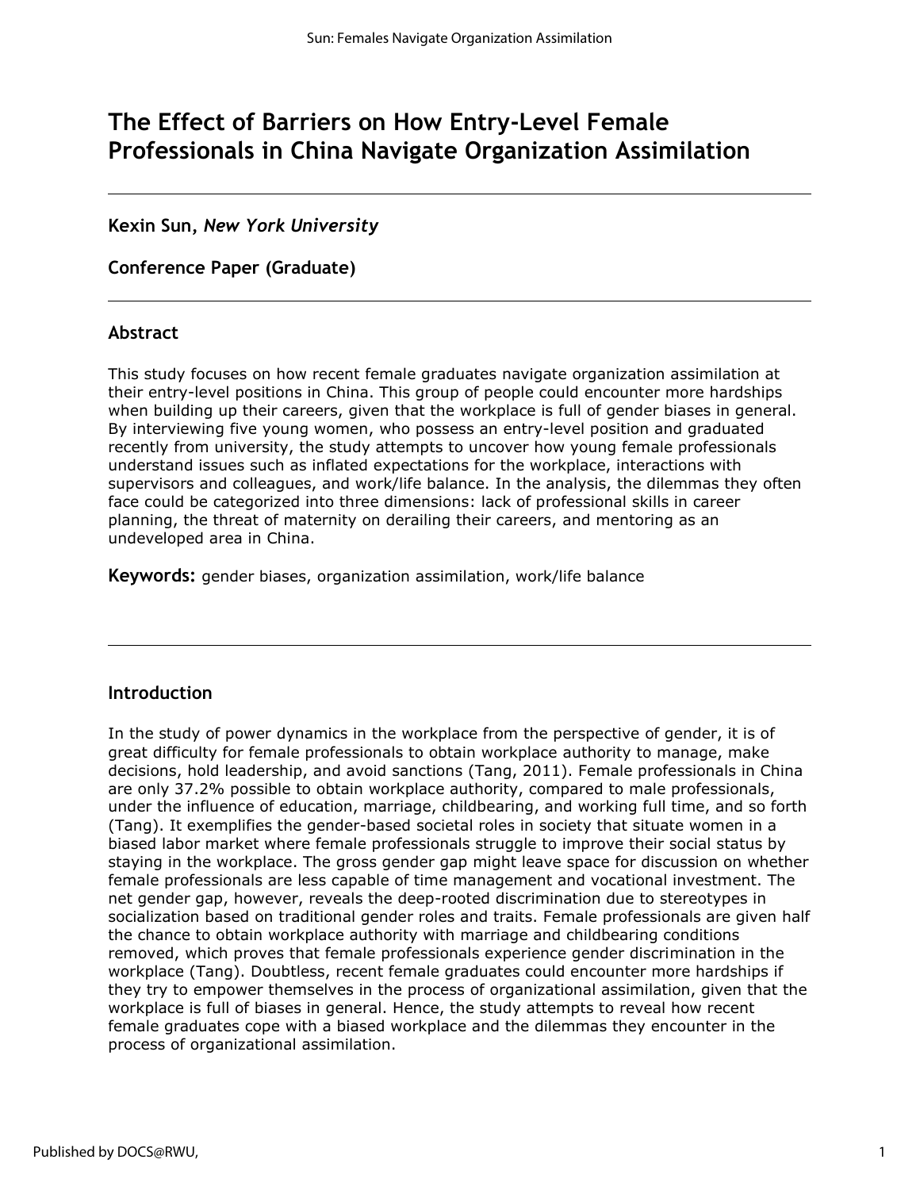# The Effect of Barriers on How Entry-Level Female Professionals in China Navigate Organization Assimilation

---

**Kexin Sun,** ***New York University***

**Conference Paper (Graduate)**

---

## Abstract

This study focuses on how recent female graduates navigate organization assimilation at their entry-level positions in China. This group of people could encounter more hardships when building up their careers, given that the workplace is full of gender biases in general. By interviewing five young women, who possess an entry-level position and graduated recently from university, the study attempts to uncover how young female professionals understand issues such as inflated expectations for the workplace, interactions with supervisors and colleagues, and work/life balance. In the analysis, the dilemmas they often face could be categorized into three dimensions: lack of professional skills in career planning, the threat of maternity on derailing their careers, and mentoring as an undeveloped area in China.

**Keywords:** gender biases, organization assimilation, work/life balance

---

## Introduction

In the study of power dynamics in the workplace from the perspective of gender, it is of great difficulty for female professionals to obtain workplace authority to manage, make decisions, hold leadership, and avoid sanctions (Tang, 2011). Female professionals in China are only 37.2% possible to obtain workplace authority, compared to male professionals, under the influence of education, marriage, childbearing, and working full time, and so forth (Tang). It exemplifies the gender-based societal roles in society that situate women in a biased labor market where female professionals struggle to improve their social status by staying in the workplace. The gross gender gap might leave space for discussion on whether female professionals are less capable of time management and vocational investment. The net gender gap, however, reveals the deep-rooted discrimination due to stereotypes in socialization based on traditional gender roles and traits. Female professionals are given half the chance to obtain workplace authority with marriage and childbearing conditions removed, which proves that female professionals experience gender discrimination in the workplace (Tang). Doubtless, recent female graduates could encounter more hardships if they try to empower themselves in the process of organizational assimilation, given that the workplace is full of biases in general. Hence, the study attempts to reveal how recent female graduates cope with a biased workplace and the dilemmas they encounter in the process of organizational assimilation.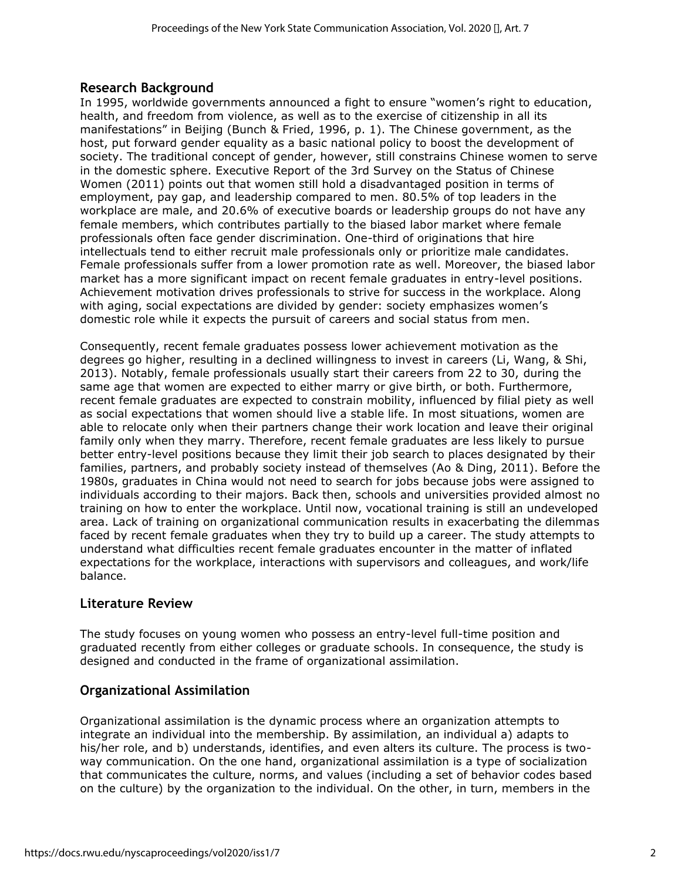## Research Background

In 1995, worldwide governments announced a fight to ensure "women's right to education, health, and freedom from violence, as well as to the exercise of citizenship in all its manifestations" in Beijing (Bunch & Fried, 1996, p. 1). The Chinese government, as the host, put forward gender equality as a basic national policy to boost the development of society. The traditional concept of gender, however, still constrains Chinese women to serve in the domestic sphere. Executive Report of the 3rd Survey on the Status of Chinese Women (2011) points out that women still hold a disadvantaged position in terms of employment, pay gap, and leadership compared to men. 80.5% of top leaders in the workplace are male, and 20.6% of executive boards or leadership groups do not have any female members, which contributes partially to the biased labor market where female professionals often face gender discrimination. One-third of originations that hire intellectuals tend to either recruit male professionals only or prioritize male candidates. Female professionals suffer from a lower promotion rate as well. Moreover, the biased labor market has a more significant impact on recent female graduates in entry-level positions. Achievement motivation drives professionals to strive for success in the workplace. Along with aging, social expectations are divided by gender: society emphasizes women's domestic role while it expects the pursuit of careers and social status from men.

Consequently, recent female graduates possess lower achievement motivation as the degrees go higher, resulting in a declined willingness to invest in careers (Li, Wang, & Shi, 2013). Notably, female professionals usually start their careers from 22 to 30, during the same age that women are expected to either marry or give birth, or both. Furthermore, recent female graduates are expected to constrain mobility, influenced by filial piety as well as social expectations that women should live a stable life. In most situations, women are able to relocate only when their partners change their work location and leave their original family only when they marry. Therefore, recent female graduates are less likely to pursue better entry-level positions because they limit their job search to places designated by their families, partners, and probably society instead of themselves (Ao & Ding, 2011). Before the 1980s, graduates in China would not need to search for jobs because jobs were assigned to individuals according to their majors. Back then, schools and universities provided almost no training on how to enter the workplace. Until now, vocational training is still an undeveloped area. Lack of training on organizational communication results in exacerbating the dilemmas faced by recent female graduates when they try to build up a career. The study attempts to understand what difficulties recent female graduates encounter in the matter of inflated expectations for the workplace, interactions with supervisors and colleagues, and work/life balance.

## Literature Review

The study focuses on young women who possess an entry-level full-time position and graduated recently from either colleges or graduate schools. In consequence, the study is designed and conducted in the frame of organizational assimilation.

## Organizational Assimilation

Organizational assimilation is the dynamic process where an organization attempts to integrate an individual into the membership. By assimilation, an individual a) adapts to his/her role, and b) understands, identifies, and even alters its culture. The process is two-way communication. On the one hand, organizational assimilation is a type of socialization that communicates the culture, norms, and values (including a set of behavior codes based on the culture) by the organization to the individual. On the other, in turn, members in the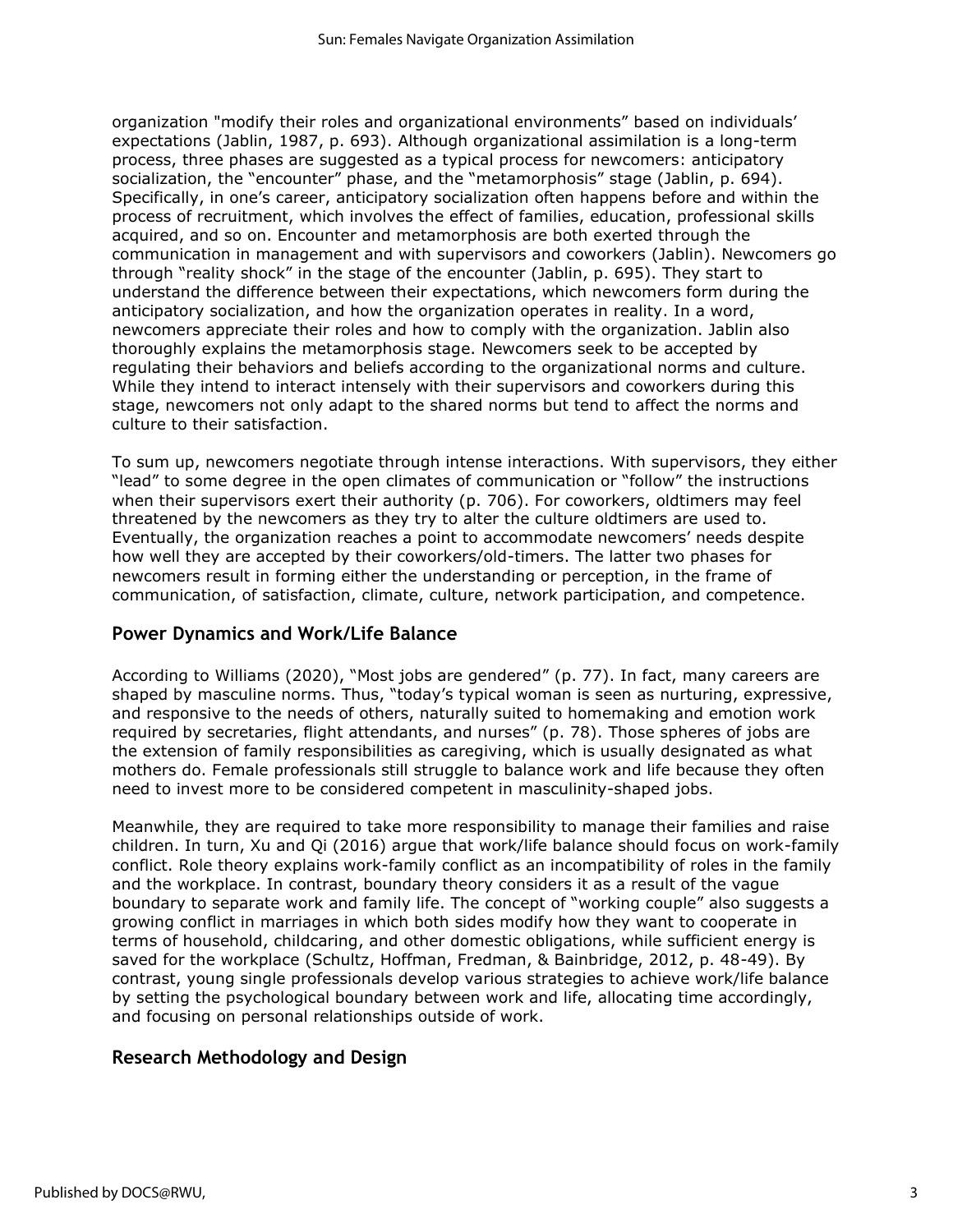organization "modify their roles and organizational environments" based on individuals' expectations (Jablin, 1987, p. 693). Although organizational assimilation is a long-term process, three phases are suggested as a typical process for newcomers: anticipatory socialization, the "encounter" phase, and the "metamorphosis" stage (Jablin, p. 694). Specifically, in one's career, anticipatory socialization often happens before and within the process of recruitment, which involves the effect of families, education, professional skills acquired, and so on. Encounter and metamorphosis are both exerted through the communication in management and with supervisors and coworkers (Jablin). Newcomers go through "reality shock" in the stage of the encounter (Jablin, p. 695). They start to understand the difference between their expectations, which newcomers form during the anticipatory socialization, and how the organization operates in reality. In a word, newcomers appreciate their roles and how to comply with the organization. Jablin also thoroughly explains the metamorphosis stage. Newcomers seek to be accepted by regulating their behaviors and beliefs according to the organizational norms and culture. While they intend to interact intensely with their supervisors and coworkers during this stage, newcomers not only adapt to the shared norms but tend to affect the norms and culture to their satisfaction.

To sum up, newcomers negotiate through intense interactions. With supervisors, they either "lead" to some degree in the open climates of communication or "follow" the instructions when their supervisors exert their authority (p. 706). For coworkers, oldtimers may feel threatened by the newcomers as they try to alter the culture oldtimers are used to. Eventually, the organization reaches a point to accommodate newcomers' needs despite how well they are accepted by their coworkers/old-timers. The latter two phases for newcomers result in forming either the understanding or perception, in the frame of communication, of satisfaction, climate, culture, network participation, and competence.

## Power Dynamics and Work/Life Balance

According to Williams (2020), "Most jobs are gendered" (p. 77). In fact, many careers are shaped by masculine norms. Thus, "today's typical woman is seen as nurturing, expressive, and responsive to the needs of others, naturally suited to homemaking and emotion work required by secretaries, flight attendants, and nurses" (p. 78). Those spheres of jobs are the extension of family responsibilities as caregiving, which is usually designated as what mothers do. Female professionals still struggle to balance work and life because they often need to invest more to be considered competent in masculinity-shaped jobs.

Meanwhile, they are required to take more responsibility to manage their families and raise children. In turn, Xu and Qi (2016) argue that work/life balance should focus on work-family conflict. Role theory explains work-family conflict as an incompatibility of roles in the family and the workplace. In contrast, boundary theory considers it as a result of the vague boundary to separate work and family life. The concept of "working couple" also suggests a growing conflict in marriages in which both sides modify how they want to cooperate in terms of household, childcaring, and other domestic obligations, while sufficient energy is saved for the workplace (Schultz, Hoffman, Fredman, & Bainbridge, 2012, p. 48-49). By contrast, young single professionals develop various strategies to achieve work/life balance by setting the psychological boundary between work and life, allocating time accordingly, and focusing on personal relationships outside of work.

## Research Methodology and Design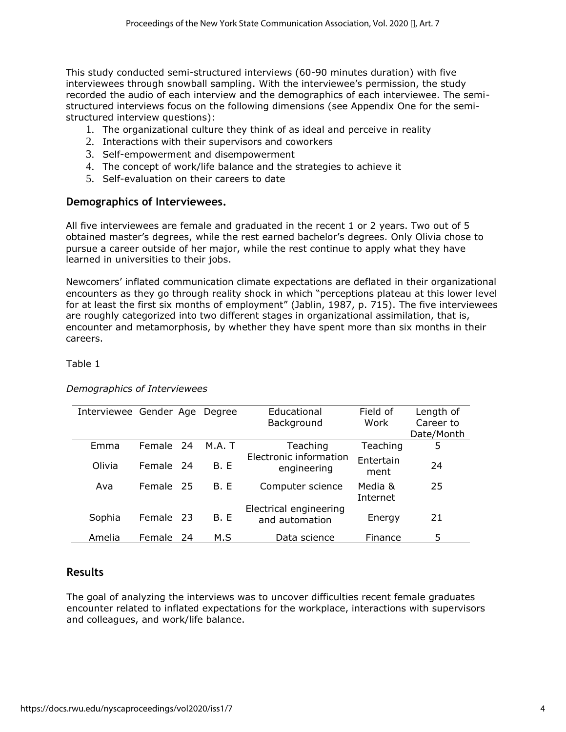This study conducted semi-structured interviews (60-90 minutes duration) with five interviewees through snowball sampling. With the interviewee's permission, the study recorded the audio of each interview and the demographics of each interviewee. The semi-structured interviews focus on the following dimensions (see Appendix One for the semi-structured interview questions):

1. The organizational culture they think of as ideal and perceive in reality
2. Interactions with their supervisors and coworkers
3. Self-empowerment and disempowerment
4. The concept of work/life balance and the strategies to achieve it
5. Self-evaluation on their careers to date

### Demographics of Interviewees.

All five interviewees are female and graduated in the recent 1 or 2 years. Two out of 5 obtained master's degrees, while the rest earned bachelor's degrees. Only Olivia chose to pursue a career outside of her major, while the rest continue to apply what they have learned in universities to their jobs.

Newcomers' inflated communication climate expectations are deflated in their organizational encounters as they go through reality shock in which "perceptions plateau at this lower level for at least the first six months of employment" (Jablin, 1987, p. 715). The five interviewees are roughly categorized into two different stages in organizational assimilation, that is, encounter and metamorphosis, by whether they have spent more than six months in their careers.

Table 1

*Demographics of Interviewees*

| Interviewee | Gender | Age | Degree | Educational Background | Field of Work | Length of Career to Date/Month |
|---|---|---|---|---|---|---|
| Emma | Female | 24 | M.A. T | Teaching | Teaching | 5 |
| Olivia | Female | 24 | B. E | Electronic information engineering | Entertainment | 24 |
| Ava | Female | 25 | B. E | Computer science | Media & Internet | 25 |
| Sophia | Female | 23 | B. E | Electrical engineering and automation | Energy | 21 |
| Amelia | Female | 24 | M.S | Data science | Finance | 5 |

## Results

The goal of analyzing the interviews was to uncover difficulties recent female graduates encounter related to inflated expectations for the workplace, interactions with supervisors and colleagues, and work/life balance.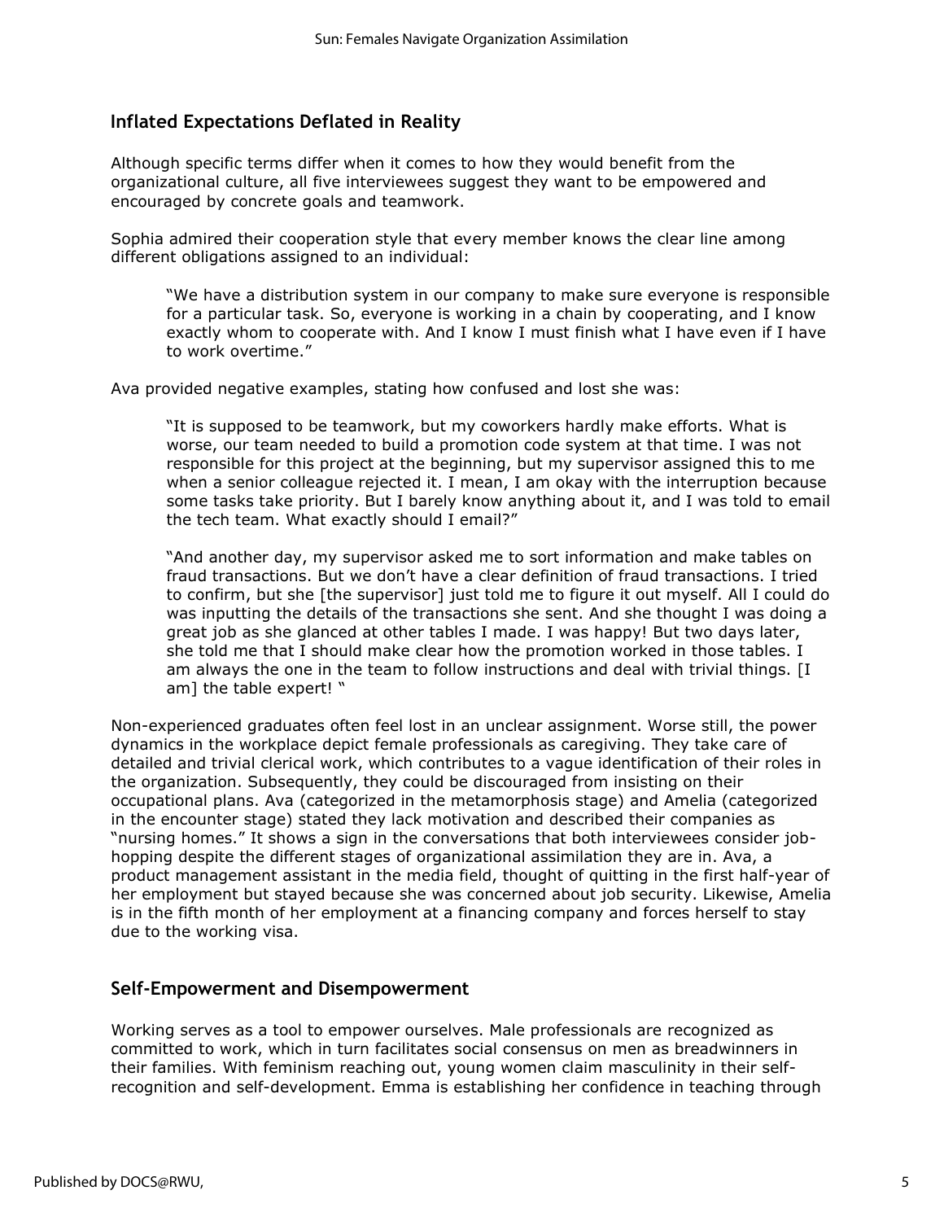## Inflated Expectations Deflated in Reality

Although specific terms differ when it comes to how they would benefit from the organizational culture, all five interviewees suggest they want to be empowered and encouraged by concrete goals and teamwork.

Sophia admired their cooperation style that every member knows the clear line among different obligations assigned to an individual:

> "We have a distribution system in our company to make sure everyone is responsible for a particular task. So, everyone is working in a chain by cooperating, and I know exactly whom to cooperate with. And I know I must finish what I have even if I have to work overtime."

Ava provided negative examples, stating how confused and lost she was:

> "It is supposed to be teamwork, but my coworkers hardly make efforts. What is worse, our team needed to build a promotion code system at that time. I was not responsible for this project at the beginning, but my supervisor assigned this to me when a senior colleague rejected it. I mean, I am okay with the interruption because some tasks take priority. But I barely know anything about it, and I was told to email the tech team. What exactly should I email?"
>
> "And another day, my supervisor asked me to sort information and make tables on fraud transactions. But we don't have a clear definition of fraud transactions. I tried to confirm, but she [the supervisor] just told me to figure it out myself. All I could do was inputting the details of the transactions she sent. And she thought I was doing a great job as she glanced at other tables I made. I was happy! But two days later, she told me that I should make clear how the promotion worked in those tables. I am always the one in the team to follow instructions and deal with trivial things. [I am] the table expert! "

Non-experienced graduates often feel lost in an unclear assignment. Worse still, the power dynamics in the workplace depict female professionals as caregiving. They take care of detailed and trivial clerical work, which contributes to a vague identification of their roles in the organization. Subsequently, they could be discouraged from insisting on their occupational plans. Ava (categorized in the metamorphosis stage) and Amelia (categorized in the encounter stage) stated they lack motivation and described their companies as "nursing homes." It shows a sign in the conversations that both interviewees consider job-hopping despite the different stages of organizational assimilation they are in. Ava, a product management assistant in the media field, thought of quitting in the first half-year of her employment but stayed because she was concerned about job security. Likewise, Amelia is in the fifth month of her employment at a financing company and forces herself to stay due to the working visa.

## Self-Empowerment and Disempowerment

Working serves as a tool to empower ourselves. Male professionals are recognized as committed to work, which in turn facilitates social consensus on men as breadwinners in their families. With feminism reaching out, young women claim masculinity in their self-recognition and self-development. Emma is establishing her confidence in teaching through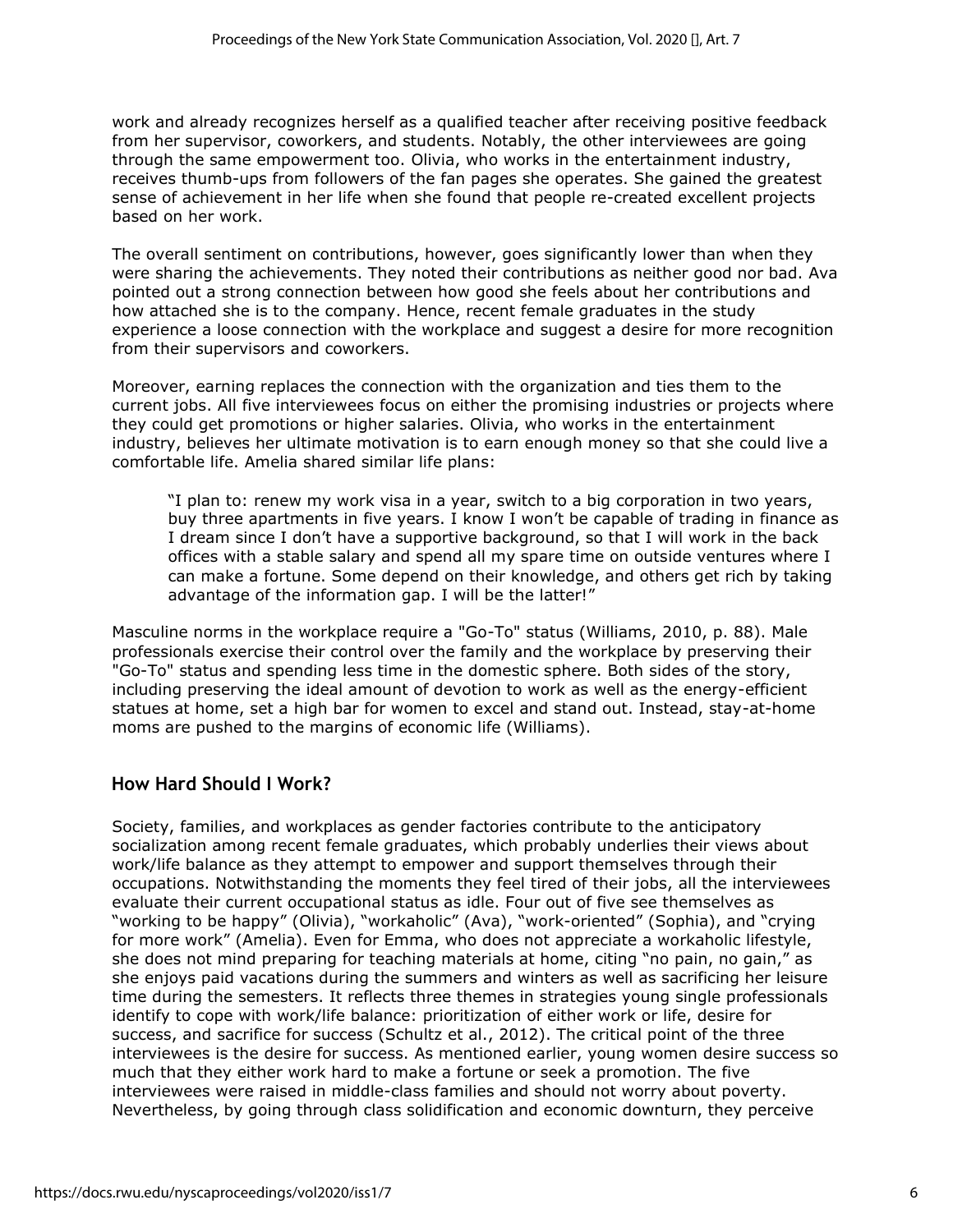work and already recognizes herself as a qualified teacher after receiving positive feedback from her supervisor, coworkers, and students. Notably, the other interviewees are going through the same empowerment too. Olivia, who works in the entertainment industry, receives thumb-ups from followers of the fan pages she operates. She gained the greatest sense of achievement in her life when she found that people re-created excellent projects based on her work.

The overall sentiment on contributions, however, goes significantly lower than when they were sharing the achievements. They noted their contributions as neither good nor bad. Ava pointed out a strong connection between how good she feels about her contributions and how attached she is to the company. Hence, recent female graduates in the study experience a loose connection with the workplace and suggest a desire for more recognition from their supervisors and coworkers.

Moreover, earning replaces the connection with the organization and ties them to the current jobs. All five interviewees focus on either the promising industries or projects where they could get promotions or higher salaries. Olivia, who works in the entertainment industry, believes her ultimate motivation is to earn enough money so that she could live a comfortable life. Amelia shared similar life plans:

> "I plan to: renew my work visa in a year, switch to a big corporation in two years, buy three apartments in five years. I know I won't be capable of trading in finance as I dream since I don't have a supportive background, so that I will work in the back offices with a stable salary and spend all my spare time on outside ventures where I can make a fortune. Some depend on their knowledge, and others get rich by taking advantage of the information gap. I will be the latter!"

Masculine norms in the workplace require a "Go-To" status (Williams, 2010, p. 88). Male professionals exercise their control over the family and the workplace by preserving their "Go-To" status and spending less time in the domestic sphere. Both sides of the story, including preserving the ideal amount of devotion to work as well as the energy-efficient statues at home, set a high bar for women to excel and stand out. Instead, stay-at-home moms are pushed to the margins of economic life (Williams).

## How Hard Should I Work?

Society, families, and workplaces as gender factories contribute to the anticipatory socialization among recent female graduates, which probably underlies their views about work/life balance as they attempt to empower and support themselves through their occupations. Notwithstanding the moments they feel tired of their jobs, all the interviewees evaluate their current occupational status as idle. Four out of five see themselves as "working to be happy" (Olivia), "workaholic" (Ava), "work-oriented" (Sophia), and "crying for more work" (Amelia). Even for Emma, who does not appreciate a workaholic lifestyle, she does not mind preparing for teaching materials at home, citing "no pain, no gain," as she enjoys paid vacations during the summers and winters as well as sacrificing her leisure time during the semesters. It reflects three themes in strategies young single professionals identify to cope with work/life balance: prioritization of either work or life, desire for success, and sacrifice for success (Schultz et al., 2012). The critical point of the three interviewees is the desire for success. As mentioned earlier, young women desire success so much that they either work hard to make a fortune or seek a promotion. The five interviewees were raised in middle-class families and should not worry about poverty. Nevertheless, by going through class solidification and economic downturn, they perceive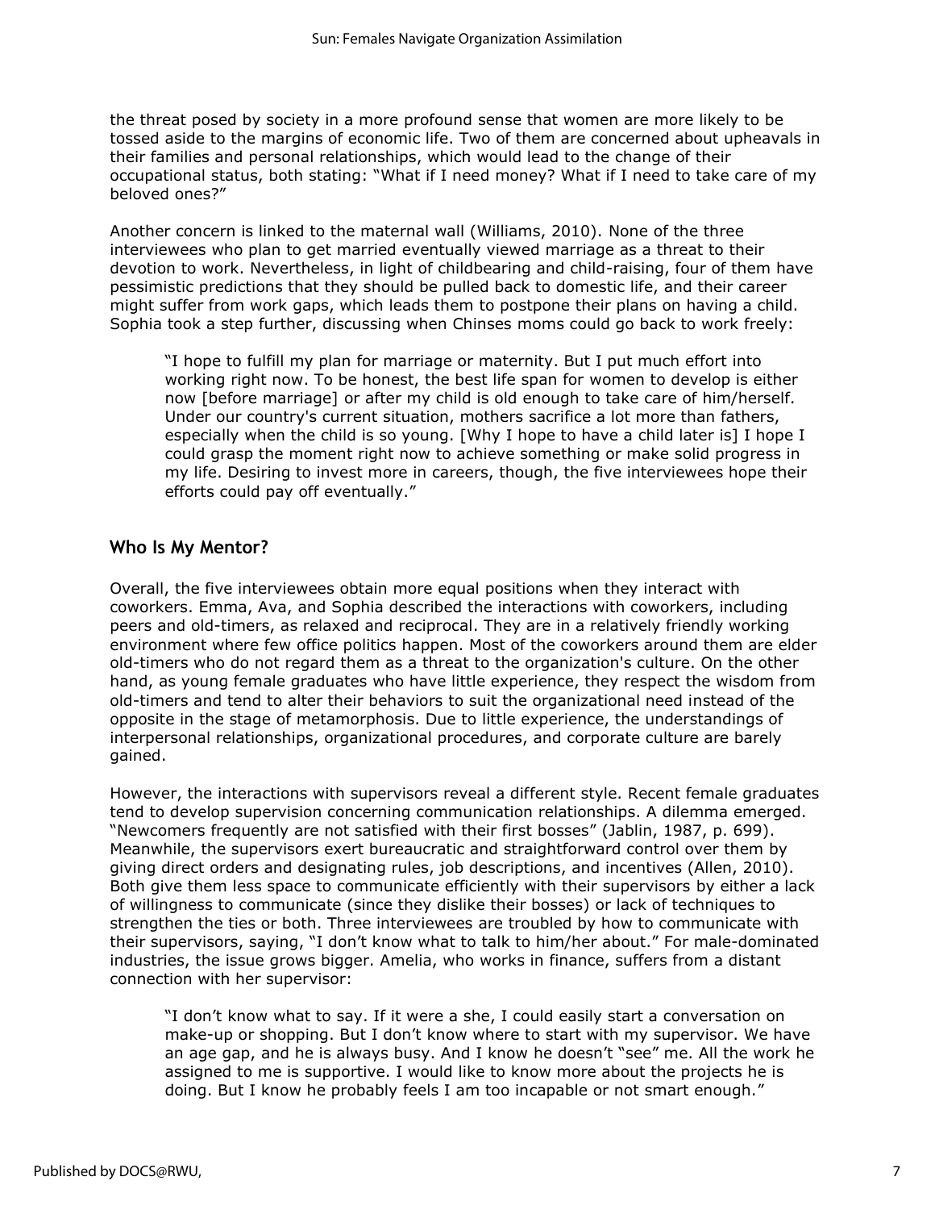the threat posed by society in a more profound sense that women are more likely to be tossed aside to the margins of economic life. Two of them are concerned about upheavals in their families and personal relationships, which would lead to the change of their occupational status, both stating: "What if I need money? What if I need to take care of my beloved ones?"

Another concern is linked to the maternal wall (Williams, 2010). None of the three interviewees who plan to get married eventually viewed marriage as a threat to their devotion to work. Nevertheless, in light of childbearing and child-raising, four of them have pessimistic predictions that they should be pulled back to domestic life, and their career might suffer from work gaps, which leads them to postpone their plans on having a child. Sophia took a step further, discussing when Chinses moms could go back to work freely:

> "I hope to fulfill my plan for marriage or maternity. But I put much effort into working right now. To be honest, the best life span for women to develop is either now [before marriage] or after my child is old enough to take care of him/herself. Under our country's current situation, mothers sacrifice a lot more than fathers, especially when the child is so young. [Why I hope to have a child later is] I hope I could grasp the moment right now to achieve something or make solid progress in my life. Desiring to invest more in careers, though, the five interviewees hope their efforts could pay off eventually."

## Who Is My Mentor?

Overall, the five interviewees obtain more equal positions when they interact with coworkers. Emma, Ava, and Sophia described the interactions with coworkers, including peers and old-timers, as relaxed and reciprocal. They are in a relatively friendly working environment where few office politics happen. Most of the coworkers around them are elder old-timers who do not regard them as a threat to the organization's culture. On the other hand, as young female graduates who have little experience, they respect the wisdom from old-timers and tend to alter their behaviors to suit the organizational need instead of the opposite in the stage of metamorphosis. Due to little experience, the understandings of interpersonal relationships, organizational procedures, and corporate culture are barely gained.

However, the interactions with supervisors reveal a different style. Recent female graduates tend to develop supervision concerning communication relationships. A dilemma emerged. "Newcomers frequently are not satisfied with their first bosses" (Jablin, 1987, p. 699). Meanwhile, the supervisors exert bureaucratic and straightforward control over them by giving direct orders and designating rules, job descriptions, and incentives (Allen, 2010). Both give them less space to communicate efficiently with their supervisors by either a lack of willingness to communicate (since they dislike their bosses) or lack of techniques to strengthen the ties or both. Three interviewees are troubled by how to communicate with their supervisors, saying, "I don't know what to talk to him/her about." For male-dominated industries, the issue grows bigger. Amelia, who works in finance, suffers from a distant connection with her supervisor:

> "I don't know what to say. If it were a she, I could easily start a conversation on make-up or shopping. But I don't know where to start with my supervisor. We have an age gap, and he is always busy. And I know he doesn't "see" me. All the work he assigned to me is supportive. I would like to know more about the projects he is doing. But I know he probably feels I am too incapable or not smart enough."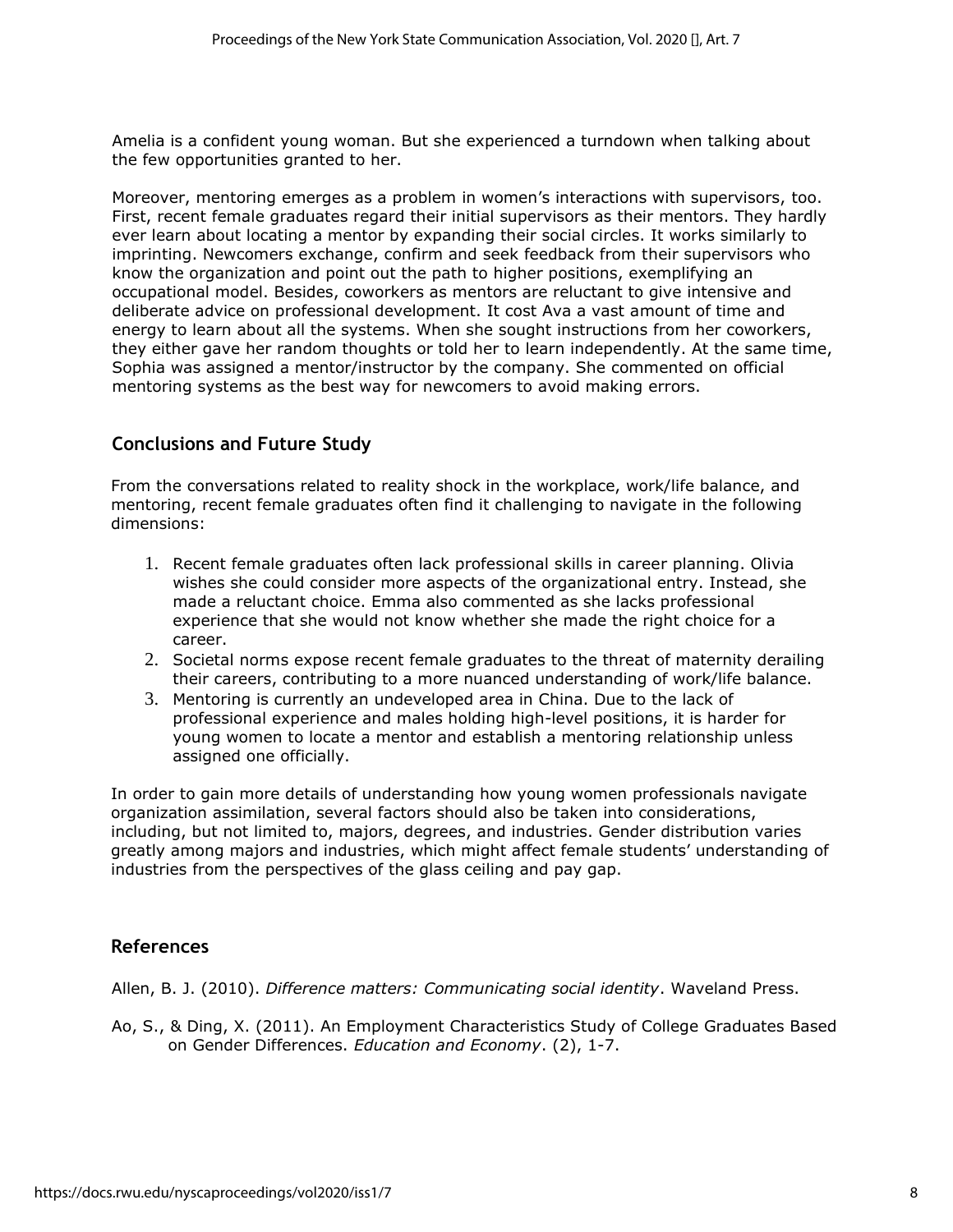Amelia is a confident young woman. But she experienced a turndown when talking about the few opportunities granted to her.

Moreover, mentoring emerges as a problem in women's interactions with supervisors, too. First, recent female graduates regard their initial supervisors as their mentors. They hardly ever learn about locating a mentor by expanding their social circles. It works similarly to imprinting. Newcomers exchange, confirm and seek feedback from their supervisors who know the organization and point out the path to higher positions, exemplifying an occupational model. Besides, coworkers as mentors are reluctant to give intensive and deliberate advice on professional development. It cost Ava a vast amount of time and energy to learn about all the systems. When she sought instructions from her coworkers, they either gave her random thoughts or told her to learn independently. At the same time, Sophia was assigned a mentor/instructor by the company. She commented on official mentoring systems as the best way for newcomers to avoid making errors.

## Conclusions and Future Study

From the conversations related to reality shock in the workplace, work/life balance, and mentoring, recent female graduates often find it challenging to navigate in the following dimensions:

1. Recent female graduates often lack professional skills in career planning. Olivia wishes she could consider more aspects of the organizational entry. Instead, she made a reluctant choice. Emma also commented as she lacks professional experience that she would not know whether she made the right choice for a career.
2. Societal norms expose recent female graduates to the threat of maternity derailing their careers, contributing to a more nuanced understanding of work/life balance.
3. Mentoring is currently an undeveloped area in China. Due to the lack of professional experience and males holding high-level positions, it is harder for young women to locate a mentor and establish a mentoring relationship unless assigned one officially.

In order to gain more details of understanding how young women professionals navigate organization assimilation, several factors should also be taken into considerations, including, but not limited to, majors, degrees, and industries. Gender distribution varies greatly among majors and industries, which might affect female students' understanding of industries from the perspectives of the glass ceiling and pay gap.

## References

Allen, B. J. (2010). *Difference matters: Communicating social identity*. Waveland Press.

Ao, S., & Ding, X. (2011). An Employment Characteristics Study of College Graduates Based on Gender Differences. *Education and Economy*. (2), 1-7.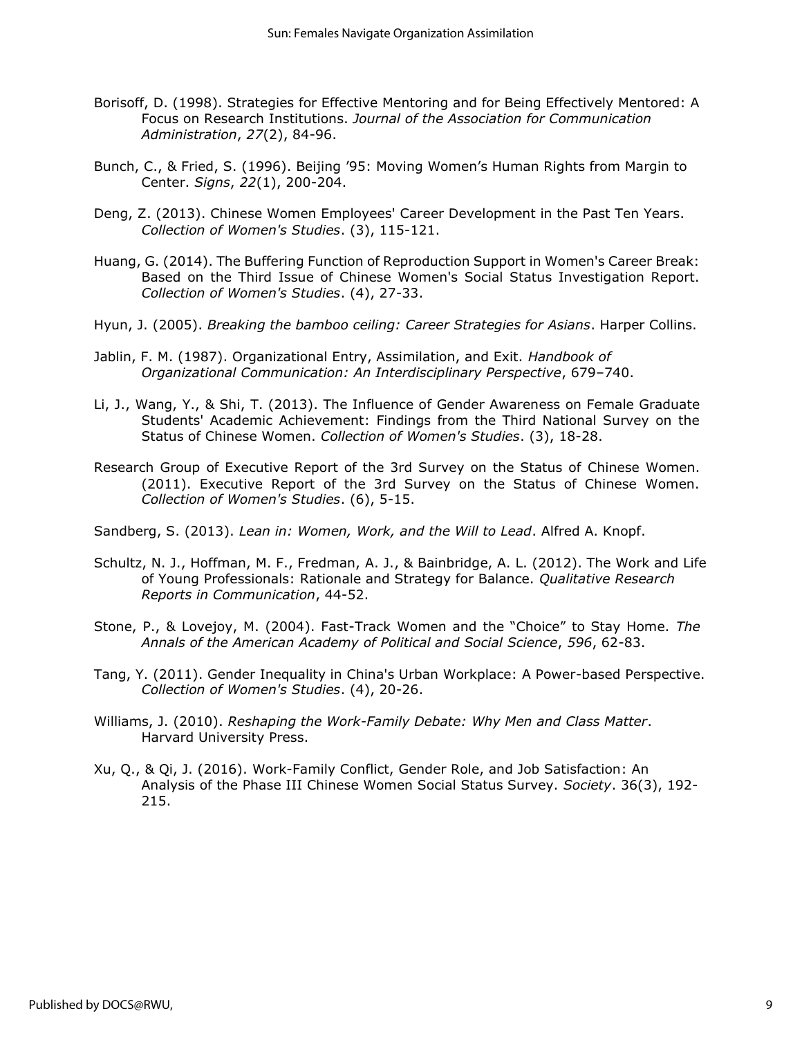Borisoff, D. (1998). Strategies for Effective Mentoring and for Being Effectively Mentored: A Focus on Research Institutions. *Journal of the Association for Communication Administration*, *27*(2), 84-96.

Bunch, C., & Fried, S. (1996). Beijing '95: Moving Women's Human Rights from Margin to Center. *Signs*, *22*(1), 200-204.

Deng, Z. (2013). Chinese Women Employees' Career Development in the Past Ten Years. *Collection of Women's Studies*. (3), 115-121.

Huang, G. (2014). The Buffering Function of Reproduction Support in Women's Career Break: Based on the Third Issue of Chinese Women's Social Status Investigation Report. *Collection of Women's Studies*. (4), 27-33.

Hyun, J. (2005). *Breaking the bamboo ceiling: Career Strategies for Asians*. Harper Collins.

Jablin, F. M. (1987). Organizational Entry, Assimilation, and Exit. *Handbook of Organizational Communication: An Interdisciplinary Perspective*, 679–740.

Li, J., Wang, Y., & Shi, T. (2013). The Influence of Gender Awareness on Female Graduate Students' Academic Achievement: Findings from the Third National Survey on the Status of Chinese Women. *Collection of Women's Studies*. (3), 18-28.

Research Group of Executive Report of the 3rd Survey on the Status of Chinese Women. (2011). Executive Report of the 3rd Survey on the Status of Chinese Women. *Collection of Women's Studies*. (6), 5-15.

Sandberg, S. (2013). *Lean in: Women, Work, and the Will to Lead*. Alfred A. Knopf.

Schultz, N. J., Hoffman, M. F., Fredman, A. J., & Bainbridge, A. L. (2012). The Work and Life of Young Professionals: Rationale and Strategy for Balance. *Qualitative Research Reports in Communication*, 44-52.

Stone, P., & Lovejoy, M. (2004). Fast-Track Women and the "Choice" to Stay Home. *The Annals of the American Academy of Political and Social Science*, *596*, 62-83.

Tang, Y. (2011). Gender Inequality in China's Urban Workplace: A Power-based Perspective. *Collection of Women's Studies*. (4), 20-26.

Williams, J. (2010). *Reshaping the Work-Family Debate: Why Men and Class Matter*. Harvard University Press.

Xu, Q., & Qi, J. (2016). Work-Family Conflict, Gender Role, and Job Satisfaction: An Analysis of the Phase III Chinese Women Social Status Survey. *Society*. 36(3), 192-215.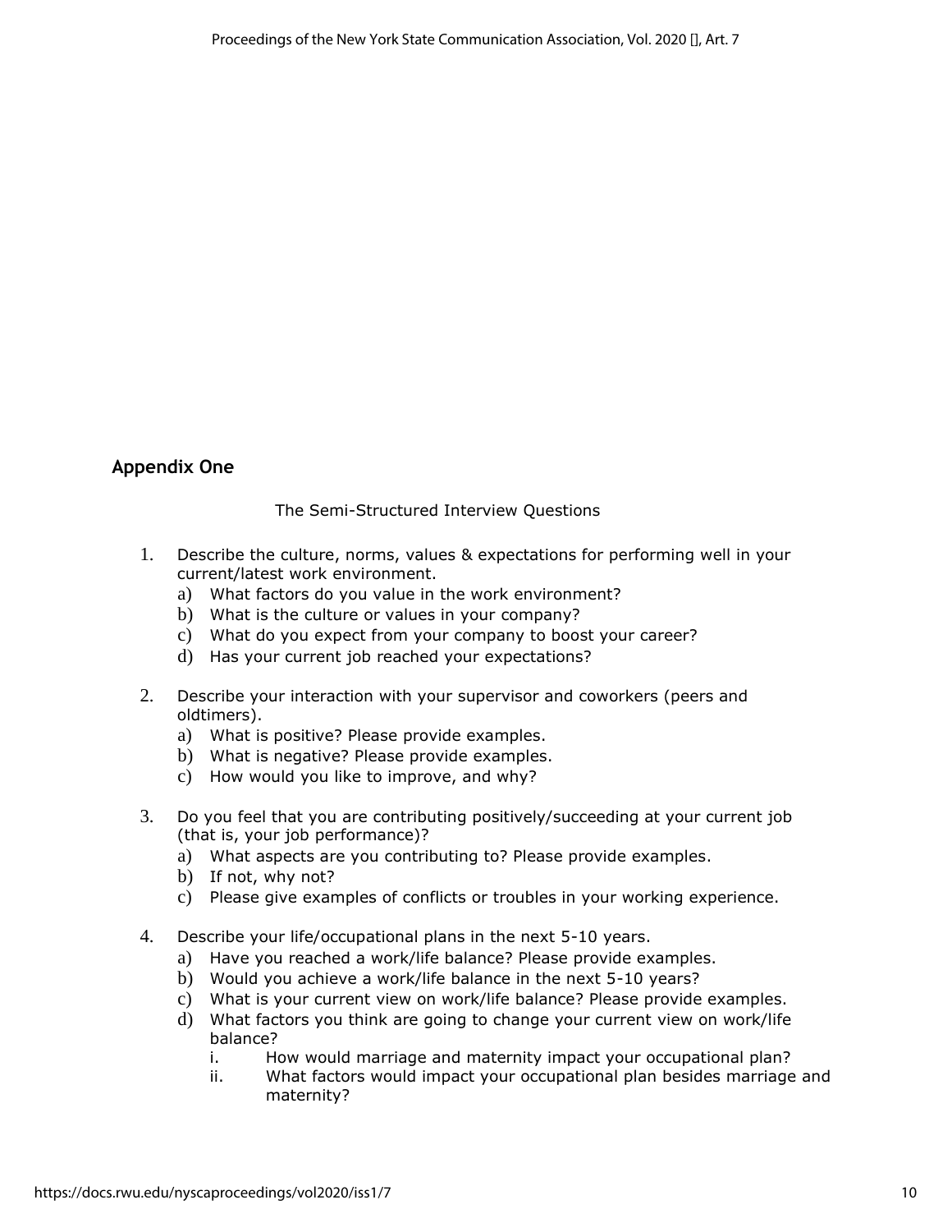## Appendix One

The Semi-Structured Interview Questions

1. Describe the culture, norms, values & expectations for performing well in your current/latest work environment.
   a) What factors do you value in the work environment?
   b) What is the culture or values in your company?
   c) What do you expect from your company to boost your career?
   d) Has your current job reached your expectations?

2. Describe your interaction with your supervisor and coworkers (peers and oldtimers).
   a) What is positive? Please provide examples.
   b) What is negative? Please provide examples.
   c) How would you like to improve, and why?

3. Do you feel that you are contributing positively/succeeding at your current job (that is, your job performance)?
   a) What aspects are you contributing to? Please provide examples.
   b) If not, why not?
   c) Please give examples of conflicts or troubles in your working experience.

4. Describe your life/occupational plans in the next 5-10 years.
   a) Have you reached a work/life balance? Please provide examples.
   b) Would you achieve a work/life balance in the next 5-10 years?
   c) What is your current view on work/life balance? Please provide examples.
   d) What factors you think are going to change your current view on work/life balance?
      i. How would marriage and maternity impact your occupational plan?
      ii. What factors would impact your occupational plan besides marriage and maternity?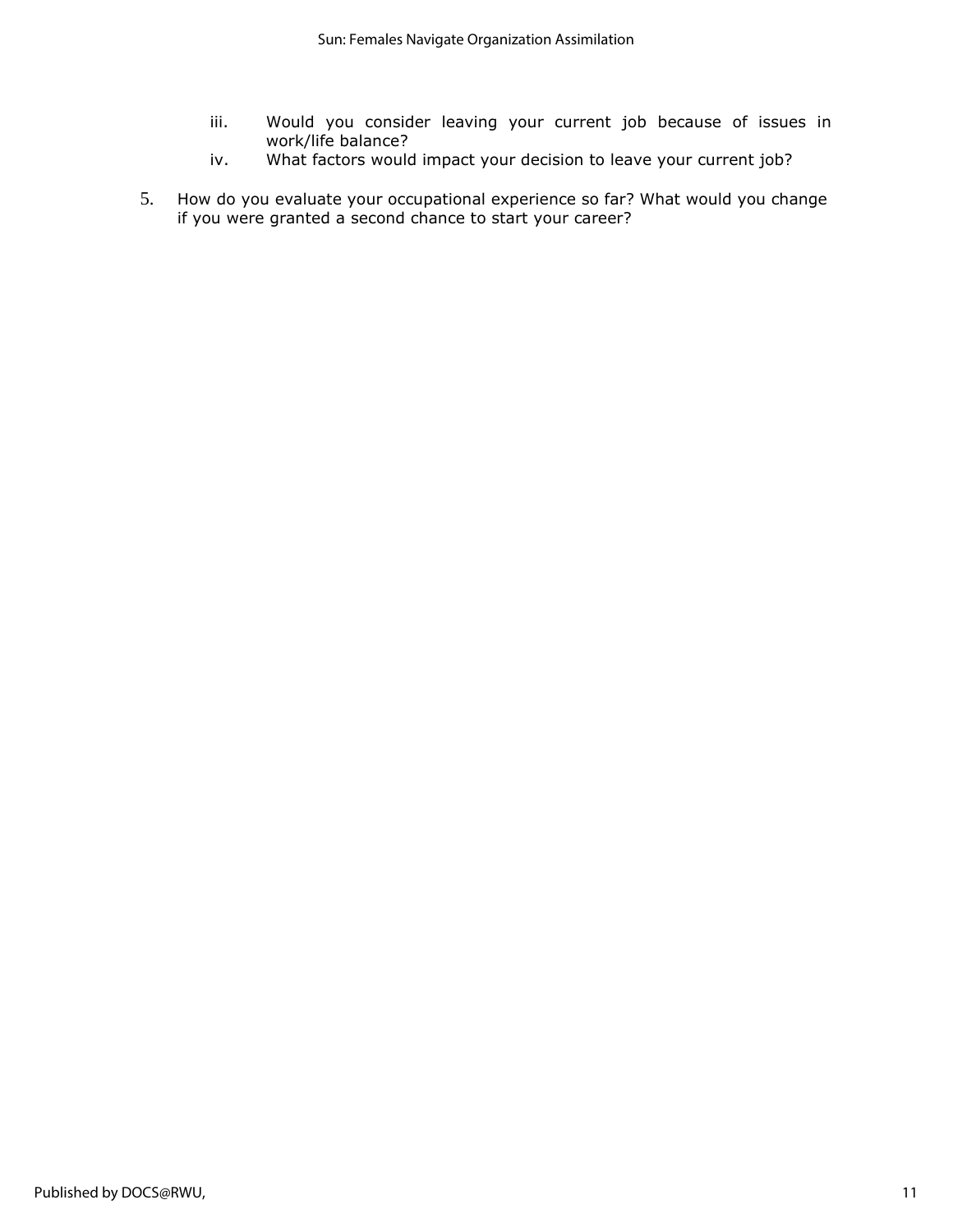iii. Would you consider leaving your current job because of issues in work/life balance?
   iv. What factors would impact your decision to leave your current job?

5. How do you evaluate your occupational experience so far? What would you change if you were granted a second chance to start your career?